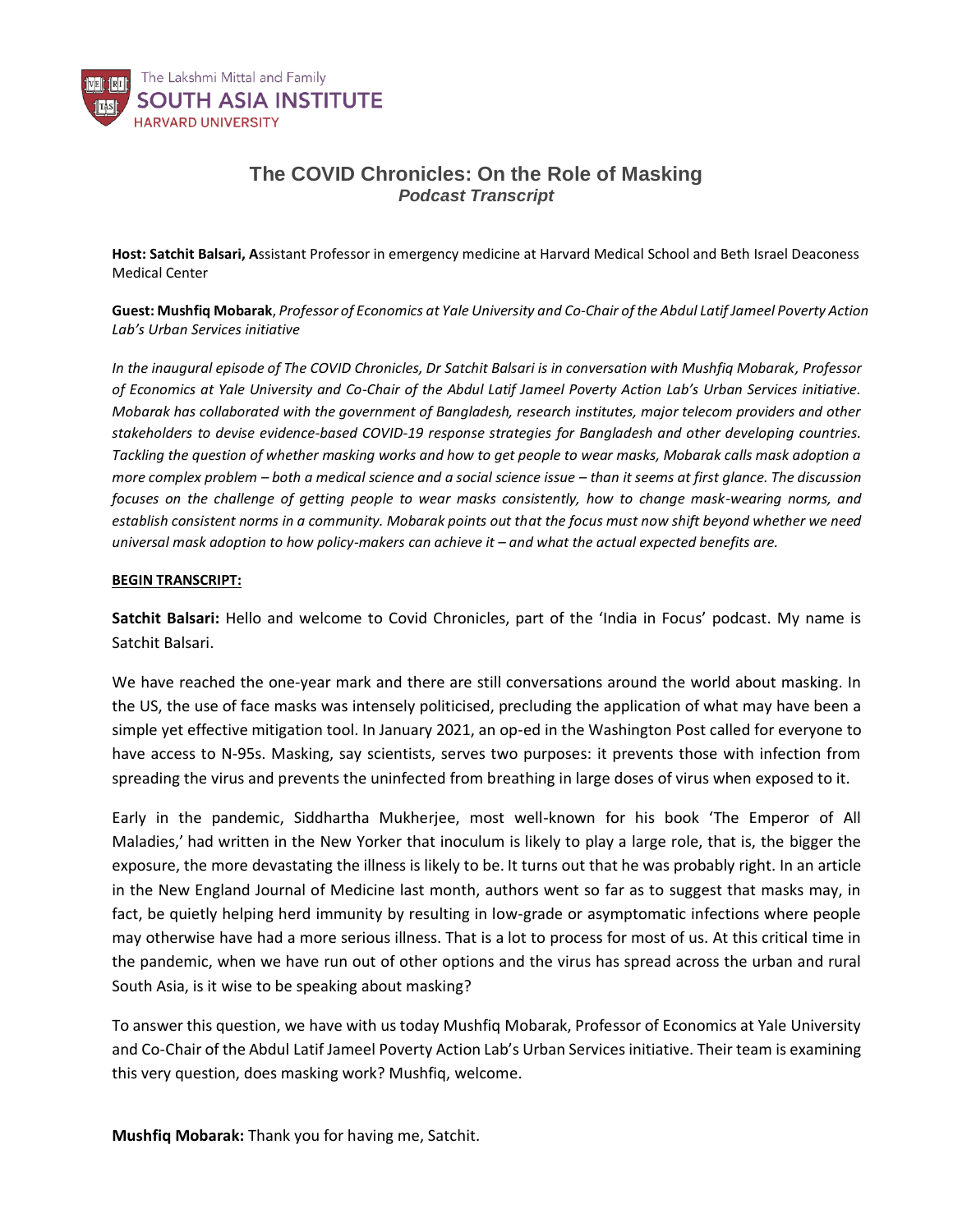The Lakshmi Mittal and Family
SOUTH ASIA INSTITUTE
HARVARD UNIVERSITY

# The COVID Chronicles: On the Role of Masking

***Podcast Transcript***

**Host: Satchit Balsari, A**ssistant Professor in emergency medicine at Harvard Medical School and Beth Israel Deaconess Medical Center

**Guest: Mushfiq Mobarak**, *Professor of Economics at Yale University and Co-Chair of the Abdul Latif Jameel Poverty Action Lab's Urban Services initiative*

*In the inaugural episode of The COVID Chronicles, Dr Satchit Balsari is in conversation with Mushfiq Mobarak, Professor of Economics at Yale University and Co-Chair of the Abdul Latif Jameel Poverty Action Lab's Urban Services initiative. Mobarak has collaborated with the government of Bangladesh, research institutes, major telecom providers and other stakeholders to devise evidence-based COVID-19 response strategies for Bangladesh and other developing countries. Tackling the question of whether masking works and how to get people to wear masks, Mobarak calls mask adoption a more complex problem – both a medical science and a social science issue – than it seems at first glance. The discussion focuses on the challenge of getting people to wear masks consistently, how to change mask-wearing norms, and establish consistent norms in a community. Mobarak points out that the focus must now shift beyond whether we need universal mask adoption to how policy-makers can achieve it – and what the actual expected benefits are.*

**BEGIN TRANSCRIPT:**

**Satchit Balsari:** Hello and welcome to Covid Chronicles, part of the 'India in Focus' podcast. My name is Satchit Balsari.

We have reached the one-year mark and there are still conversations around the world about masking. In the US, the use of face masks was intensely politicised, precluding the application of what may have been a simple yet effective mitigation tool. In January 2021, an op-ed in the Washington Post called for everyone to have access to N-95s. Masking, say scientists, serves two purposes: it prevents those with infection from spreading the virus and prevents the uninfected from breathing in large doses of virus when exposed to it.

Early in the pandemic, Siddhartha Mukherjee, most well-known for his book 'The Emperor of All Maladies,' had written in the New Yorker that inoculum is likely to play a large role, that is, the bigger the exposure, the more devastating the illness is likely to be. It turns out that he was probably right. In an article in the New England Journal of Medicine last month, authors went so far as to suggest that masks may, in fact, be quietly helping herd immunity by resulting in low-grade or asymptomatic infections where people may otherwise have had a more serious illness. That is a lot to process for most of us. At this critical time in the pandemic, when we have run out of other options and the virus has spread across the urban and rural South Asia, is it wise to be speaking about masking?

To answer this question, we have with us today Mushfiq Mobarak, Professor of Economics at Yale University and Co-Chair of the Abdul Latif Jameel Poverty Action Lab's Urban Services initiative. Their team is examining this very question, does masking work? Mushfiq, welcome.

**Mushfiq Mobarak:** Thank you for having me, Satchit.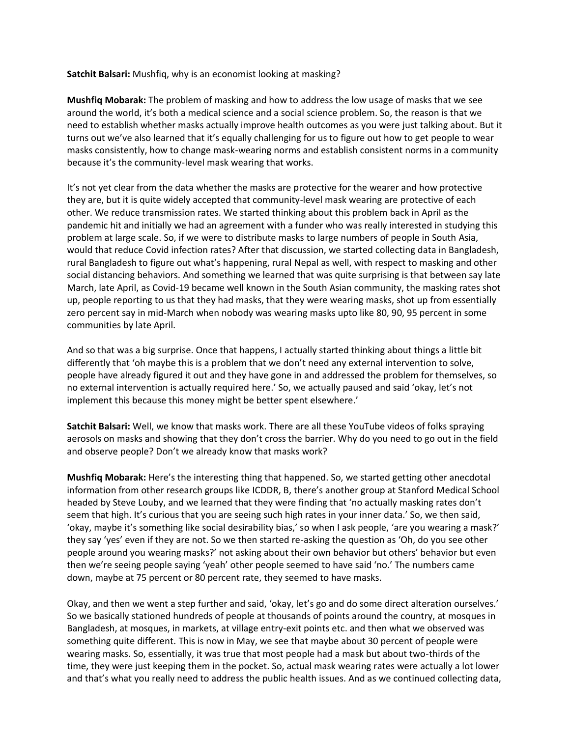**Satchit Balsari:** Mushfiq, why is an economist looking at masking?

**Mushfiq Mobarak:** The problem of masking and how to address the low usage of masks that we see around the world, it's both a medical science and a social science problem. So, the reason is that we need to establish whether masks actually improve health outcomes as you were just talking about. But it turns out we've also learned that it's equally challenging for us to figure out how to get people to wear masks consistently, how to change mask-wearing norms and establish consistent norms in a community because it's the community-level mask wearing that works.

It's not yet clear from the data whether the masks are protective for the wearer and how protective they are, but it is quite widely accepted that community-level mask wearing are protective of each other. We reduce transmission rates. We started thinking about this problem back in April as the pandemic hit and initially we had an agreement with a funder who was really interested in studying this problem at large scale. So, if we were to distribute masks to large numbers of people in South Asia, would that reduce Covid infection rates? After that discussion, we started collecting data in Bangladesh, rural Bangladesh to figure out what's happening, rural Nepal as well, with respect to masking and other social distancing behaviors. And something we learned that was quite surprising is that between say late March, late April, as Covid-19 became well known in the South Asian community, the masking rates shot up, people reporting to us that they had masks, that they were wearing masks, shot up from essentially zero percent say in mid-March when nobody was wearing masks upto like 80, 90, 95 percent in some communities by late April.

And so that was a big surprise. Once that happens, I actually started thinking about things a little bit differently that 'oh maybe this is a problem that we don't need any external intervention to solve, people have already figured it out and they have gone in and addressed the problem for themselves, so no external intervention is actually required here.' So, we actually paused and said 'okay, let's not implement this because this money might be better spent elsewhere.'

**Satchit Balsari:** Well, we know that masks work. There are all these YouTube videos of folks spraying aerosols on masks and showing that they don't cross the barrier. Why do you need to go out in the field and observe people? Don't we already know that masks work?

**Mushfiq Mobarak:** Here's the interesting thing that happened. So, we started getting other anecdotal information from other research groups like ICDDR, B, there's another group at Stanford Medical School headed by Steve Louby, and we learned that they were finding that 'no actually masking rates don't seem that high. It's curious that you are seeing such high rates in your inner data.' So, we then said, 'okay, maybe it's something like social desirability bias,' so when I ask people, 'are you wearing a mask?' they say 'yes' even if they are not. So we then started re-asking the question as 'Oh, do you see other people around you wearing masks?' not asking about their own behavior but others' behavior but even then we're seeing people saying 'yeah' other people seemed to have said 'no.' The numbers came down, maybe at 75 percent or 80 percent rate, they seemed to have masks.

Okay, and then we went a step further and said, 'okay, let's go and do some direct alteration ourselves.' So we basically stationed hundreds of people at thousands of points around the country, at mosques in Bangladesh, at mosques, in markets, at village entry-exit points etc. and then what we observed was something quite different. This is now in May, we see that maybe about 30 percent of people were wearing masks. So, essentially, it was true that most people had a mask but about two-thirds of the time, they were just keeping them in the pocket. So, actual mask wearing rates were actually a lot lower and that's what you really need to address the public health issues. And as we continued collecting data,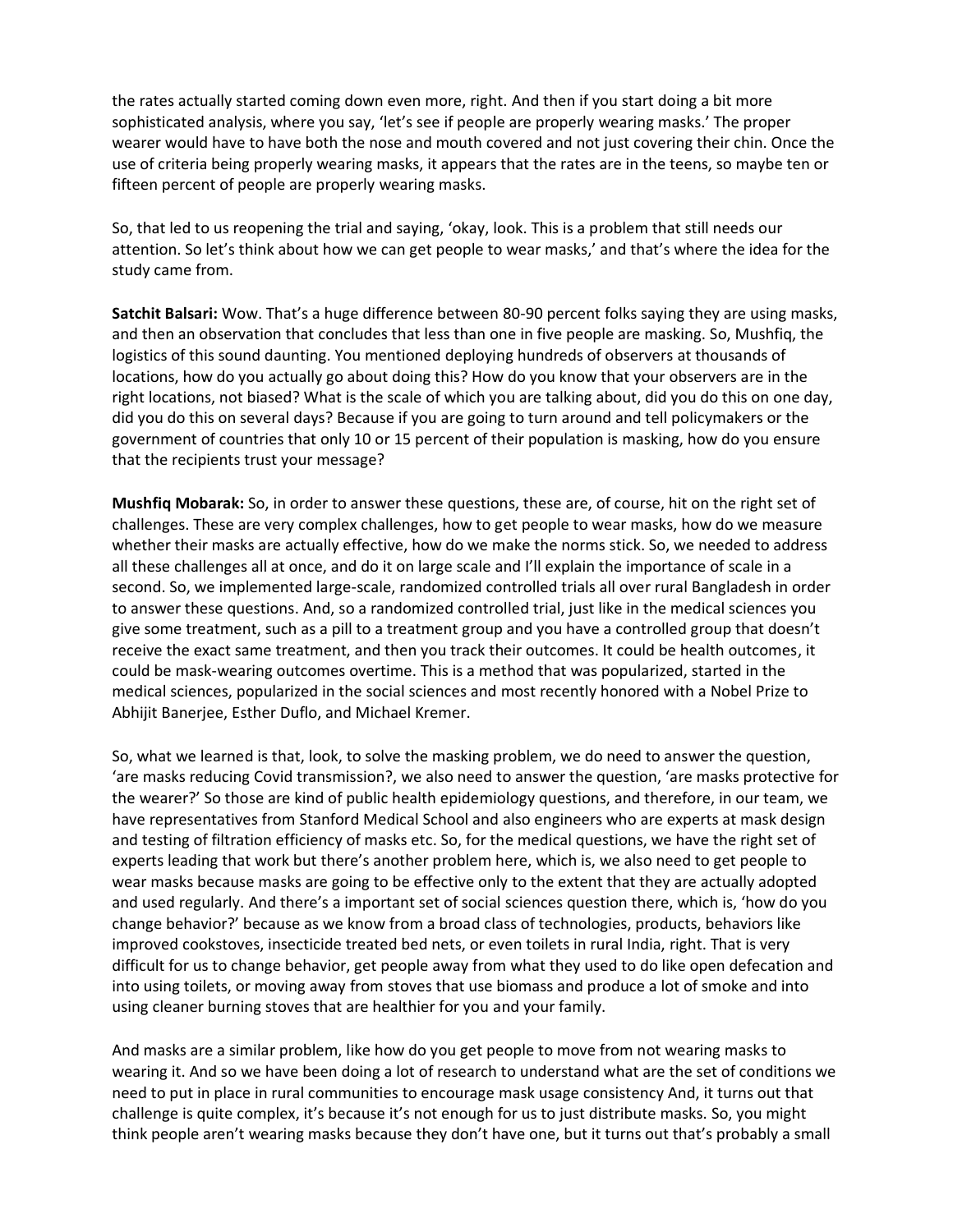the rates actually started coming down even more, right. And then if you start doing a bit more sophisticated analysis, where you say, 'let's see if people are properly wearing masks.' The proper wearer would have to have both the nose and mouth covered and not just covering their chin. Once the use of criteria being properly wearing masks, it appears that the rates are in the teens, so maybe ten or fifteen percent of people are properly wearing masks.

So, that led to us reopening the trial and saying, 'okay, look. This is a problem that still needs our attention. So let's think about how we can get people to wear masks,' and that's where the idea for the study came from.

**Satchit Balsari:** Wow. That's a huge difference between 80-90 percent folks saying they are using masks, and then an observation that concludes that less than one in five people are masking. So, Mushfiq, the logistics of this sound daunting. You mentioned deploying hundreds of observers at thousands of locations, how do you actually go about doing this? How do you know that your observers are in the right locations, not biased? What is the scale of which you are talking about, did you do this on one day, did you do this on several days? Because if you are going to turn around and tell policymakers or the government of countries that only 10 or 15 percent of their population is masking, how do you ensure that the recipients trust your message?

**Mushfiq Mobarak:** So, in order to answer these questions, these are, of course, hit on the right set of challenges. These are very complex challenges, how to get people to wear masks, how do we measure whether their masks are actually effective, how do we make the norms stick. So, we needed to address all these challenges all at once, and do it on large scale and I'll explain the importance of scale in a second. So, we implemented large-scale, randomized controlled trials all over rural Bangladesh in order to answer these questions. And, so a randomized controlled trial, just like in the medical sciences you give some treatment, such as a pill to a treatment group and you have a controlled group that doesn't receive the exact same treatment, and then you track their outcomes. It could be health outcomes, it could be mask-wearing outcomes overtime. This is a method that was popularized, started in the medical sciences, popularized in the social sciences and most recently honored with a Nobel Prize to Abhijit Banerjee, Esther Duflo, and Michael Kremer.

So, what we learned is that, look, to solve the masking problem, we do need to answer the question, 'are masks reducing Covid transmission?, we also need to answer the question, 'are masks protective for the wearer?' So those are kind of public health epidemiology questions, and therefore, in our team, we have representatives from Stanford Medical School and also engineers who are experts at mask design and testing of filtration efficiency of masks etc. So, for the medical questions, we have the right set of experts leading that work but there's another problem here, which is, we also need to get people to wear masks because masks are going to be effective only to the extent that they are actually adopted and used regularly. And there's a important set of social sciences question there, which is, 'how do you change behavior?' because as we know from a broad class of technologies, products, behaviors like improved cookstoves, insecticide treated bed nets, or even toilets in rural India, right. That is very difficult for us to change behavior, get people away from what they used to do like open defecation and into using toilets, or moving away from stoves that use biomass and produce a lot of smoke and into using cleaner burning stoves that are healthier for you and your family.

And masks are a similar problem, like how do you get people to move from not wearing masks to wearing it. And so we have been doing a lot of research to understand what are the set of conditions we need to put in place in rural communities to encourage mask usage consistency And, it turns out that challenge is quite complex, it's because it's not enough for us to just distribute masks. So, you might think people aren't wearing masks because they don't have one, but it turns out that's probably a small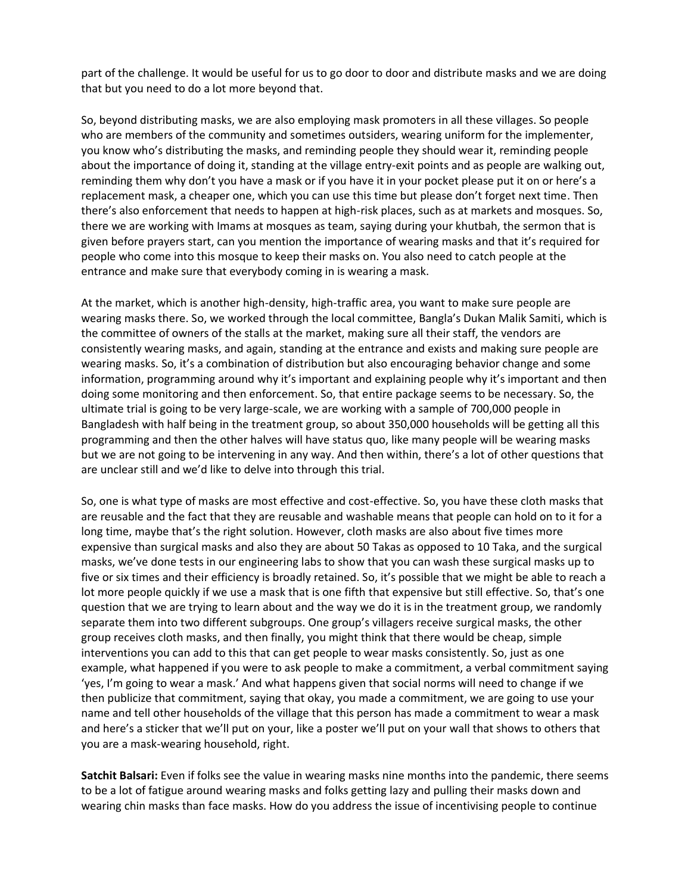part of the challenge. It would be useful for us to go door to door and distribute masks and we are doing that but you need to do a lot more beyond that.

So, beyond distributing masks, we are also employing mask promoters in all these villages. So people who are members of the community and sometimes outsiders, wearing uniform for the implementer, you know who's distributing the masks, and reminding people they should wear it, reminding people about the importance of doing it, standing at the village entry-exit points and as people are walking out, reminding them why don't you have a mask or if you have it in your pocket please put it on or here's a replacement mask, a cheaper one, which you can use this time but please don't forget next time. Then there's also enforcement that needs to happen at high-risk places, such as at markets and mosques. So, there we are working with Imams at mosques as team, saying during your khutbah, the sermon that is given before prayers start, can you mention the importance of wearing masks and that it's required for people who come into this mosque to keep their masks on. You also need to catch people at the entrance and make sure that everybody coming in is wearing a mask.

At the market, which is another high-density, high-traffic area, you want to make sure people are wearing masks there. So, we worked through the local committee, Bangla's Dukan Malik Samiti, which is the committee of owners of the stalls at the market, making sure all their staff, the vendors are consistently wearing masks, and again, standing at the entrance and exists and making sure people are wearing masks. So, it's a combination of distribution but also encouraging behavior change and some information, programming around why it's important and explaining people why it's important and then doing some monitoring and then enforcement. So, that entire package seems to be necessary. So, the ultimate trial is going to be very large-scale, we are working with a sample of 700,000 people in Bangladesh with half being in the treatment group, so about 350,000 households will be getting all this programming and then the other halves will have status quo, like many people will be wearing masks but we are not going to be intervening in any way. And then within, there's a lot of other questions that are unclear still and we'd like to delve into through this trial.

So, one is what type of masks are most effective and cost-effective. So, you have these cloth masks that are reusable and the fact that they are reusable and washable means that people can hold on to it for a long time, maybe that's the right solution. However, cloth masks are also about five times more expensive than surgical masks and also they are about 50 Takas as opposed to 10 Taka, and the surgical masks, we've done tests in our engineering labs to show that you can wash these surgical masks up to five or six times and their efficiency is broadly retained. So, it's possible that we might be able to reach a lot more people quickly if we use a mask that is one fifth that expensive but still effective. So, that's one question that we are trying to learn about and the way we do it is in the treatment group, we randomly separate them into two different subgroups. One group's villagers receive surgical masks, the other group receives cloth masks, and then finally, you might think that there would be cheap, simple interventions you can add to this that can get people to wear masks consistently. So, just as one example, what happened if you were to ask people to make a commitment, a verbal commitment saying 'yes, I'm going to wear a mask.' And what happens given that social norms will need to change if we then publicize that commitment, saying that okay, you made a commitment, we are going to use your name and tell other households of the village that this person has made a commitment to wear a mask and here's a sticker that we'll put on your, like a poster we'll put on your wall that shows to others that you are a mask-wearing household, right.

**Satchit Balsari:** Even if folks see the value in wearing masks nine months into the pandemic, there seems to be a lot of fatigue around wearing masks and folks getting lazy and pulling their masks down and wearing chin masks than face masks. How do you address the issue of incentivising people to continue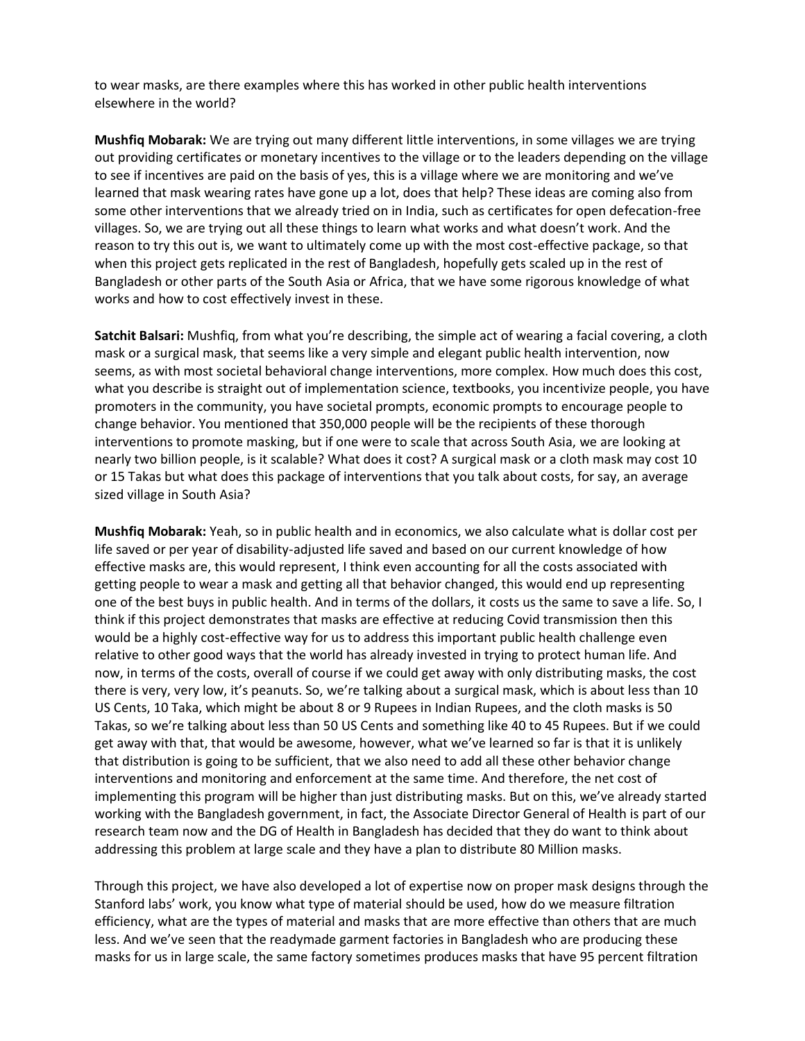to wear masks, are there examples where this has worked in other public health interventions elsewhere in the world?

**Mushfiq Mobarak:** We are trying out many different little interventions, in some villages we are trying out providing certificates or monetary incentives to the village or to the leaders depending on the village to see if incentives are paid on the basis of yes, this is a village where we are monitoring and we've learned that mask wearing rates have gone up a lot, does that help? These ideas are coming also from some other interventions that we already tried on in India, such as certificates for open defecation-free villages. So, we are trying out all these things to learn what works and what doesn't work. And the reason to try this out is, we want to ultimately come up with the most cost-effective package, so that when this project gets replicated in the rest of Bangladesh, hopefully gets scaled up in the rest of Bangladesh or other parts of the South Asia or Africa, that we have some rigorous knowledge of what works and how to cost effectively invest in these.

**Satchit Balsari:** Mushfiq, from what you're describing, the simple act of wearing a facial covering, a cloth mask or a surgical mask, that seems like a very simple and elegant public health intervention, now seems, as with most societal behavioral change interventions, more complex. How much does this cost, what you describe is straight out of implementation science, textbooks, you incentivize people, you have promoters in the community, you have societal prompts, economic prompts to encourage people to change behavior. You mentioned that 350,000 people will be the recipients of these thorough interventions to promote masking, but if one were to scale that across South Asia, we are looking at nearly two billion people, is it scalable? What does it cost? A surgical mask or a cloth mask may cost 10 or 15 Takas but what does this package of interventions that you talk about costs, for say, an average sized village in South Asia?

**Mushfiq Mobarak:** Yeah, so in public health and in economics, we also calculate what is dollar cost per life saved or per year of disability-adjusted life saved and based on our current knowledge of how effective masks are, this would represent, I think even accounting for all the costs associated with getting people to wear a mask and getting all that behavior changed, this would end up representing one of the best buys in public health. And in terms of the dollars, it costs us the same to save a life. So, I think if this project demonstrates that masks are effective at reducing Covid transmission then this would be a highly cost-effective way for us to address this important public health challenge even relative to other good ways that the world has already invested in trying to protect human life. And now, in terms of the costs, overall of course if we could get away with only distributing masks, the cost there is very, very low, it's peanuts. So, we're talking about a surgical mask, which is about less than 10 US Cents, 10 Taka, which might be about 8 or 9 Rupees in Indian Rupees, and the cloth masks is 50 Takas, so we're talking about less than 50 US Cents and something like 40 to 45 Rupees. But if we could get away with that, that would be awesome, however, what we've learned so far is that it is unlikely that distribution is going to be sufficient, that we also need to add all these other behavior change interventions and monitoring and enforcement at the same time. And therefore, the net cost of implementing this program will be higher than just distributing masks. But on this, we've already started working with the Bangladesh government, in fact, the Associate Director General of Health is part of our research team now and the DG of Health in Bangladesh has decided that they do want to think about addressing this problem at large scale and they have a plan to distribute 80 Million masks.

Through this project, we have also developed a lot of expertise now on proper mask designs through the Stanford labs' work, you know what type of material should be used, how do we measure filtration efficiency, what are the types of material and masks that are more effective than others that are much less. And we've seen that the readymade garment factories in Bangladesh who are producing these masks for us in large scale, the same factory sometimes produces masks that have 95 percent filtration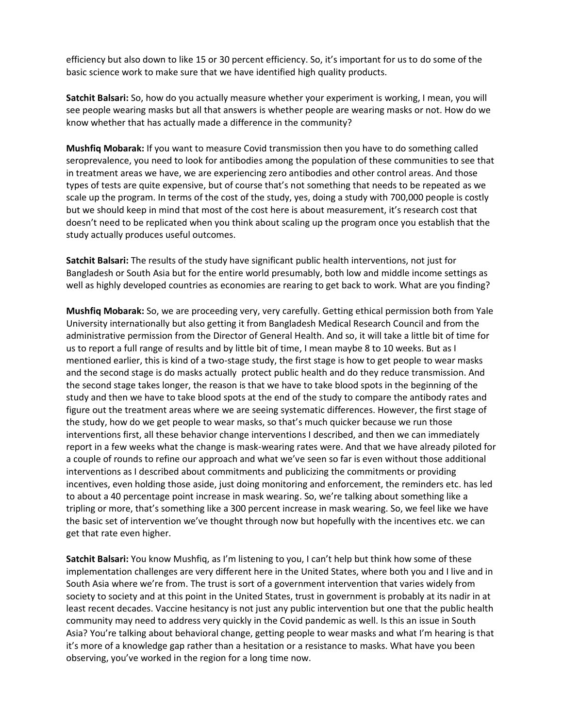efficiency but also down to like 15 or 30 percent efficiency. So, it's important for us to do some of the basic science work to make sure that we have identified high quality products.

**Satchit Balsari:** So, how do you actually measure whether your experiment is working, I mean, you will see people wearing masks but all that answers is whether people are wearing masks or not. How do we know whether that has actually made a difference in the community?

**Mushfiq Mobarak:** If you want to measure Covid transmission then you have to do something called seroprevalence, you need to look for antibodies among the population of these communities to see that in treatment areas we have, we are experiencing zero antibodies and other control areas. And those types of tests are quite expensive, but of course that's not something that needs to be repeated as we scale up the program. In terms of the cost of the study, yes, doing a study with 700,000 people is costly but we should keep in mind that most of the cost here is about measurement, it's research cost that doesn't need to be replicated when you think about scaling up the program once you establish that the study actually produces useful outcomes.

**Satchit Balsari:** The results of the study have significant public health interventions, not just for Bangladesh or South Asia but for the entire world presumably, both low and middle income settings as well as highly developed countries as economies are rearing to get back to work. What are you finding?

**Mushfiq Mobarak:** So, we are proceeding very, very carefully. Getting ethical permission both from Yale University internationally but also getting it from Bangladesh Medical Research Council and from the administrative permission from the Director of General Health. And so, it will take a little bit of time for us to report a full range of results and by little bit of time, I mean maybe 8 to 10 weeks. But as I mentioned earlier, this is kind of a two-stage study, the first stage is how to get people to wear masks and the second stage is do masks actually protect public health and do they reduce transmission. And the second stage takes longer, the reason is that we have to take blood spots in the beginning of the study and then we have to take blood spots at the end of the study to compare the antibody rates and figure out the treatment areas where we are seeing systematic differences. However, the first stage of the study, how do we get people to wear masks, so that's much quicker because we run those interventions first, all these behavior change interventions I described, and then we can immediately report in a few weeks what the change is mask-wearing rates were. And that we have already piloted for a couple of rounds to refine our approach and what we've seen so far is even without those additional interventions as I described about commitments and publicizing the commitments or providing incentives, even holding those aside, just doing monitoring and enforcement, the reminders etc. has led to about a 40 percentage point increase in mask wearing. So, we're talking about something like a tripling or more, that's something like a 300 percent increase in mask wearing. So, we feel like we have the basic set of intervention we've thought through now but hopefully with the incentives etc. we can get that rate even higher.

**Satchit Balsari:** You know Mushfiq, as I'm listening to you, I can't help but think how some of these implementation challenges are very different here in the United States, where both you and I live and in South Asia where we're from. The trust is sort of a government intervention that varies widely from society to society and at this point in the United States, trust in government is probably at its nadir in at least recent decades. Vaccine hesitancy is not just any public intervention but one that the public health community may need to address very quickly in the Covid pandemic as well. Is this an issue in South Asia? You're talking about behavioral change, getting people to wear masks and what I'm hearing is that it's more of a knowledge gap rather than a hesitation or a resistance to masks. What have you been observing, you've worked in the region for a long time now.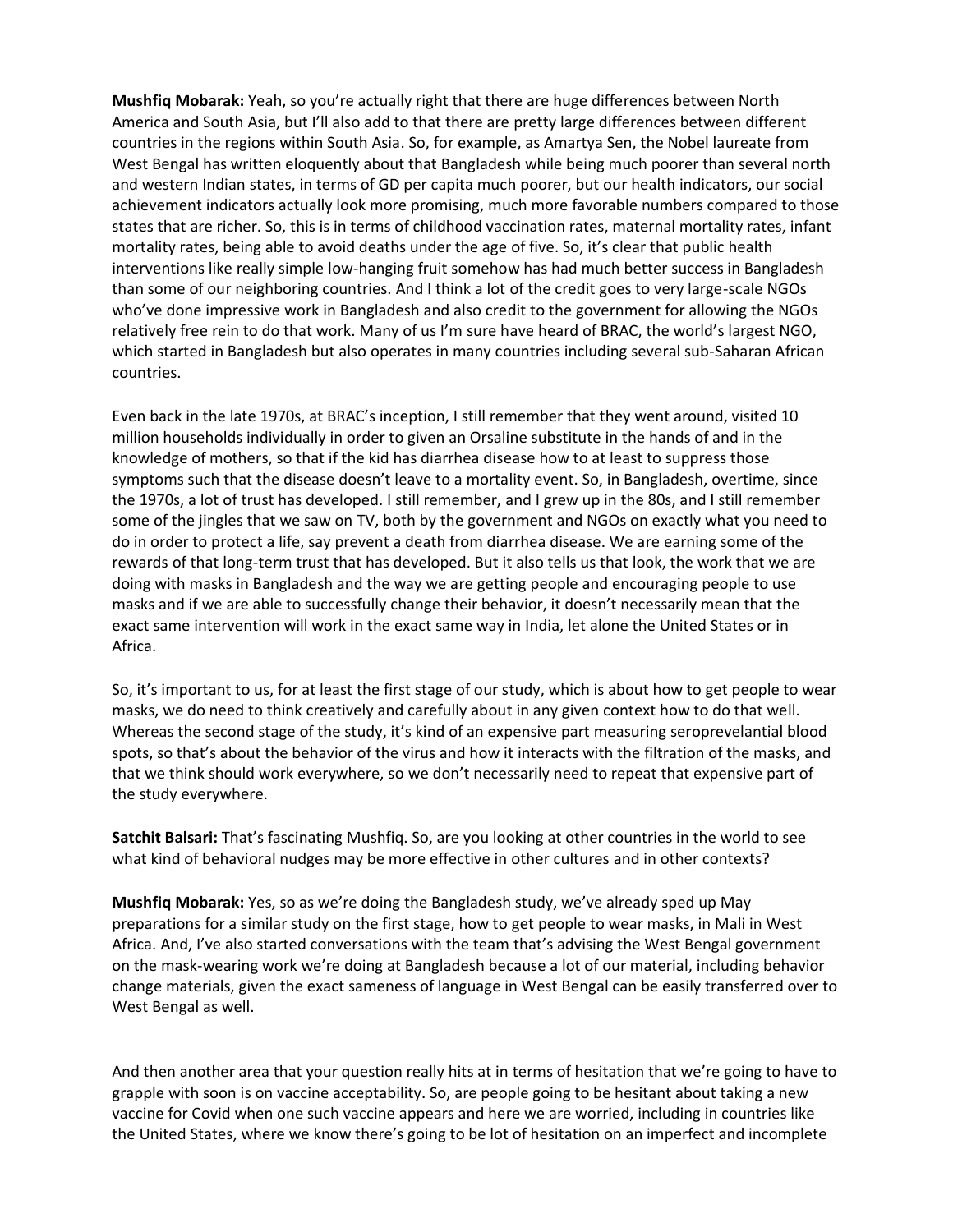**Mushfiq Mobarak:** Yeah, so you're actually right that there are huge differences between North America and South Asia, but I'll also add to that there are pretty large differences between different countries in the regions within South Asia. So, for example, as Amartya Sen, the Nobel laureate from West Bengal has written eloquently about that Bangladesh while being much poorer than several north and western Indian states, in terms of GD per capita much poorer, but our health indicators, our social achievement indicators actually look more promising, much more favorable numbers compared to those states that are richer. So, this is in terms of childhood vaccination rates, maternal mortality rates, infant mortality rates, being able to avoid deaths under the age of five. So, it's clear that public health interventions like really simple low-hanging fruit somehow has had much better success in Bangladesh than some of our neighboring countries. And I think a lot of the credit goes to very large-scale NGOs who've done impressive work in Bangladesh and also credit to the government for allowing the NGOs relatively free rein to do that work. Many of us I'm sure have heard of BRAC, the world's largest NGO, which started in Bangladesh but also operates in many countries including several sub-Saharan African countries.

Even back in the late 1970s, at BRAC's inception, I still remember that they went around, visited 10 million households individually in order to given an Orsaline substitute in the hands of and in the knowledge of mothers, so that if the kid has diarrhea disease how to at least to suppress those symptoms such that the disease doesn't leave to a mortality event. So, in Bangladesh, overtime, since the 1970s, a lot of trust has developed. I still remember, and I grew up in the 80s, and I still remember some of the jingles that we saw on TV, both by the government and NGOs on exactly what you need to do in order to protect a life, say prevent a death from diarrhea disease. We are earning some of the rewards of that long-term trust that has developed. But it also tells us that look, the work that we are doing with masks in Bangladesh and the way we are getting people and encouraging people to use masks and if we are able to successfully change their behavior, it doesn't necessarily mean that the exact same intervention will work in the exact same way in India, let alone the United States or in Africa.

So, it's important to us, for at least the first stage of our study, which is about how to get people to wear masks, we do need to think creatively and carefully about in any given context how to do that well. Whereas the second stage of the study, it's kind of an expensive part measuring seroprevelantial blood spots, so that's about the behavior of the virus and how it interacts with the filtration of the masks, and that we think should work everywhere, so we don't necessarily need to repeat that expensive part of the study everywhere.

**Satchit Balsari:** That's fascinating Mushfiq. So, are you looking at other countries in the world to see what kind of behavioral nudges may be more effective in other cultures and in other contexts?

**Mushfiq Mobarak:** Yes, so as we're doing the Bangladesh study, we've already sped up May preparations for a similar study on the first stage, how to get people to wear masks, in Mali in West Africa. And, I've also started conversations with the team that's advising the West Bengal government on the mask-wearing work we're doing at Bangladesh because a lot of our material, including behavior change materials, given the exact sameness of language in West Bengal can be easily transferred over to West Bengal as well.

And then another area that your question really hits at in terms of hesitation that we're going to have to grapple with soon is on vaccine acceptability. So, are people going to be hesitant about taking a new vaccine for Covid when one such vaccine appears and here we are worried, including in countries like the United States, where we know there's going to be lot of hesitation on an imperfect and incomplete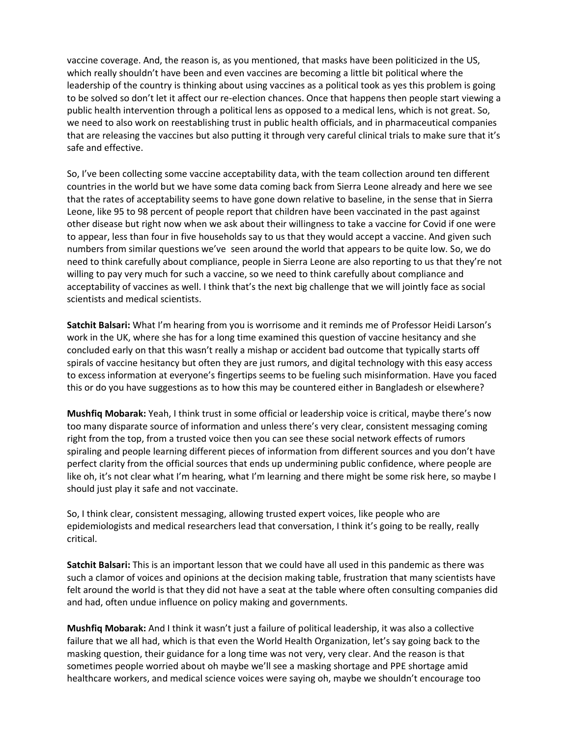vaccine coverage. And, the reason is, as you mentioned, that masks have been politicized in the US, which really shouldn't have been and even vaccines are becoming a little bit political where the leadership of the country is thinking about using vaccines as a political took as yes this problem is going to be solved so don't let it affect our re-election chances. Once that happens then people start viewing a public health intervention through a political lens as opposed to a medical lens, which is not great. So, we need to also work on reestablishing trust in public health officials, and in pharmaceutical companies that are releasing the vaccines but also putting it through very careful clinical trials to make sure that it's safe and effective.

So, I've been collecting some vaccine acceptability data, with the team collection around ten different countries in the world but we have some data coming back from Sierra Leone already and here we see that the rates of acceptability seems to have gone down relative to baseline, in the sense that in Sierra Leone, like 95 to 98 percent of people report that children have been vaccinated in the past against other disease but right now when we ask about their willingness to take a vaccine for Covid if one were to appear, less than four in five households say to us that they would accept a vaccine. And given such numbers from similar questions we've seen around the world that appears to be quite low. So, we do need to think carefully about compliance, people in Sierra Leone are also reporting to us that they're not willing to pay very much for such a vaccine, so we need to think carefully about compliance and acceptability of vaccines as well. I think that's the next big challenge that we will jointly face as social scientists and medical scientists.

**Satchit Balsari:** What I'm hearing from you is worrisome and it reminds me of Professor Heidi Larson's work in the UK, where she has for a long time examined this question of vaccine hesitancy and she concluded early on that this wasn't really a mishap or accident bad outcome that typically starts off spirals of vaccine hesitancy but often they are just rumors, and digital technology with this easy access to excess information at everyone's fingertips seems to be fueling such misinformation. Have you faced this or do you have suggestions as to how this may be countered either in Bangladesh or elsewhere?

**Mushfiq Mobarak:** Yeah, I think trust in some official or leadership voice is critical, maybe there's now too many disparate source of information and unless there's very clear, consistent messaging coming right from the top, from a trusted voice then you can see these social network effects of rumors spiraling and people learning different pieces of information from different sources and you don't have perfect clarity from the official sources that ends up undermining public confidence, where people are like oh, it's not clear what I'm hearing, what I'm learning and there might be some risk here, so maybe I should just play it safe and not vaccinate.

So, I think clear, consistent messaging, allowing trusted expert voices, like people who are epidemiologists and medical researchers lead that conversation, I think it's going to be really, really critical.

**Satchit Balsari:** This is an important lesson that we could have all used in this pandemic as there was such a clamor of voices and opinions at the decision making table, frustration that many scientists have felt around the world is that they did not have a seat at the table where often consulting companies did and had, often undue influence on policy making and governments.

**Mushfiq Mobarak:** And I think it wasn't just a failure of political leadership, it was also a collective failure that we all had, which is that even the World Health Organization, let's say going back to the masking question, their guidance for a long time was not very, very clear. And the reason is that sometimes people worried about oh maybe we'll see a masking shortage and PPE shortage amid healthcare workers, and medical science voices were saying oh, maybe we shouldn't encourage too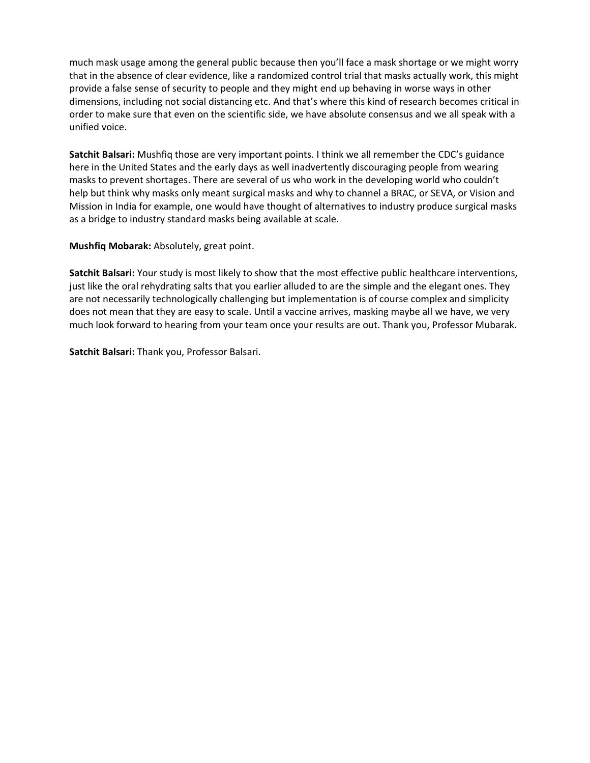much mask usage among the general public because then you'll face a mask shortage or we might worry that in the absence of clear evidence, like a randomized control trial that masks actually work, this might provide a false sense of security to people and they might end up behaving in worse ways in other dimensions, including not social distancing etc. And that's where this kind of research becomes critical in order to make sure that even on the scientific side, we have absolute consensus and we all speak with a unified voice.

**Satchit Balsari:** Mushfiq those are very important points. I think we all remember the CDC's guidance here in the United States and the early days as well inadvertently discouraging people from wearing masks to prevent shortages. There are several of us who work in the developing world who couldn't help but think why masks only meant surgical masks and why to channel a BRAC, or SEVA, or Vision and Mission in India for example, one would have thought of alternatives to industry produce surgical masks as a bridge to industry standard masks being available at scale.

**Mushfiq Mobarak:** Absolutely, great point.

**Satchit Balsari:** Your study is most likely to show that the most effective public healthcare interventions, just like the oral rehydrating salts that you earlier alluded to are the simple and the elegant ones. They are not necessarily technologically challenging but implementation is of course complex and simplicity does not mean that they are easy to scale. Until a vaccine arrives, masking maybe all we have, we very much look forward to hearing from your team once your results are out. Thank you, Professor Mubarak.

**Satchit Balsari:** Thank you, Professor Balsari.